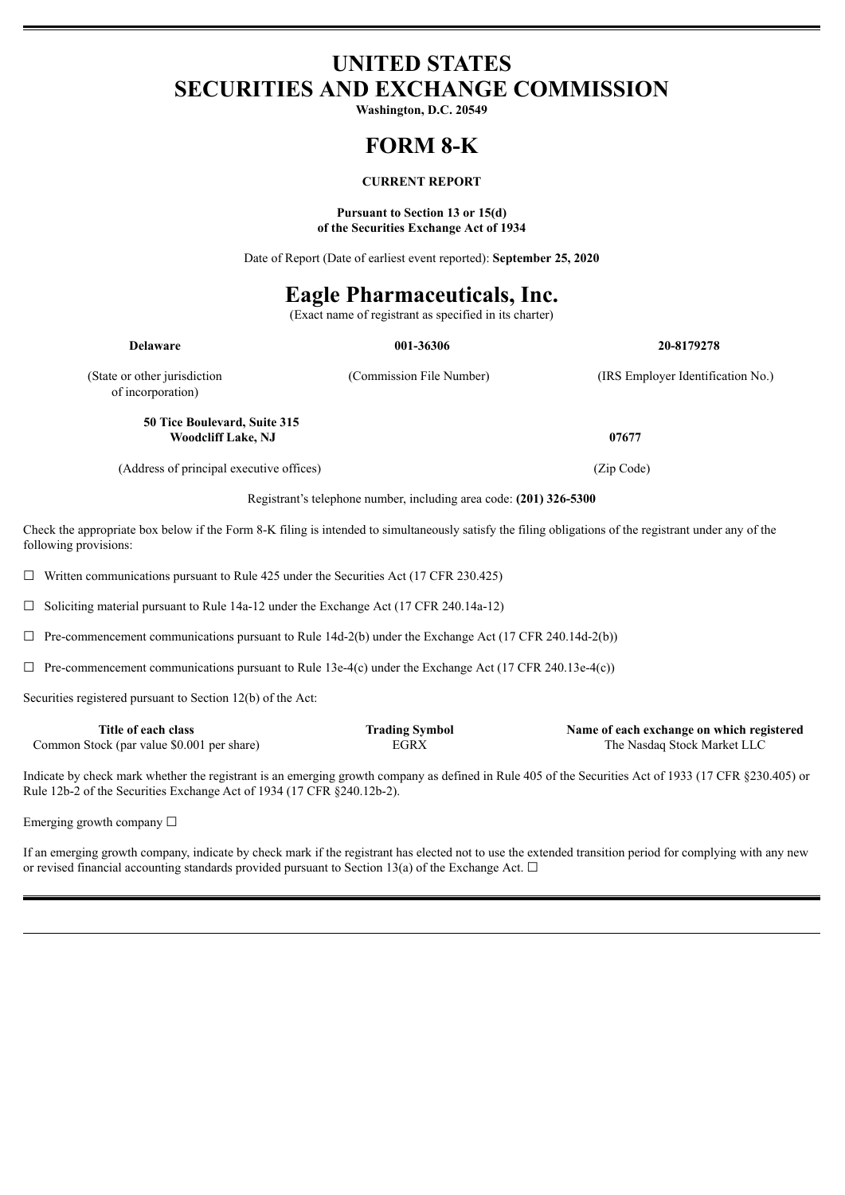# UNITED STATES SECURITIES AND EXCHANGE COMMISSION

**Washington, D.C. 20549**

# FORM 8-K

**CURRENT REPORT**

**Pursuant to Section 13 or 15(d) of the Securities Exchange Act of 1934**

Date of Report (Date of earliest event reported): **September 25, 2020**

# Eagle Pharmaceuticals, Inc.

(Exact name of registrant as specified in its charter)

| **Delaware** | **001-36306** | **20-8179278** |
|---|---|---|
| (State or other jurisdiction of incorporation) | (Commission File Number) | (IRS Employer Identification No.) |

| **50 Tice Boulevard, Suite 315 Woodcliff Lake, NJ** | **07677** |
|---|---|
| (Address of principal executive offices) | (Zip Code) |

Registrant's telephone number, including area code: **(201) 326-5300**

Check the appropriate box below if the Form 8-K filing is intended to simultaneously satisfy the filing obligations of the registrant under any of the following provisions:

☐ Written communications pursuant to Rule 425 under the Securities Act (17 CFR 230.425)

☐ Soliciting material pursuant to Rule 14a-12 under the Exchange Act (17 CFR 240.14a-12)

☐ Pre-commencement communications pursuant to Rule 14d-2(b) under the Exchange Act (17 CFR 240.14d-2(b))

☐ Pre-commencement communications pursuant to Rule 13e-4(c) under the Exchange Act (17 CFR 240.13e-4(c))

Securities registered pursuant to Section 12(b) of the Act:

| **Title of each class** | **Trading Symbol** | **Name of each exchange on which registered** |
|---|---|---|
| Common Stock (par value $0.001 per share) | EGRX | The Nasdaq Stock Market LLC |

Indicate by check mark whether the registrant is an emerging growth company as defined in Rule 405 of the Securities Act of 1933 (17 CFR §230.405) or Rule 12b-2 of the Securities Exchange Act of 1934 (17 CFR §240.12b-2).

Emerging growth company ☐

If an emerging growth company, indicate by check mark if the registrant has elected not to use the extended transition period for complying with any new or revised financial accounting standards provided pursuant to Section 13(a) of the Exchange Act. ☐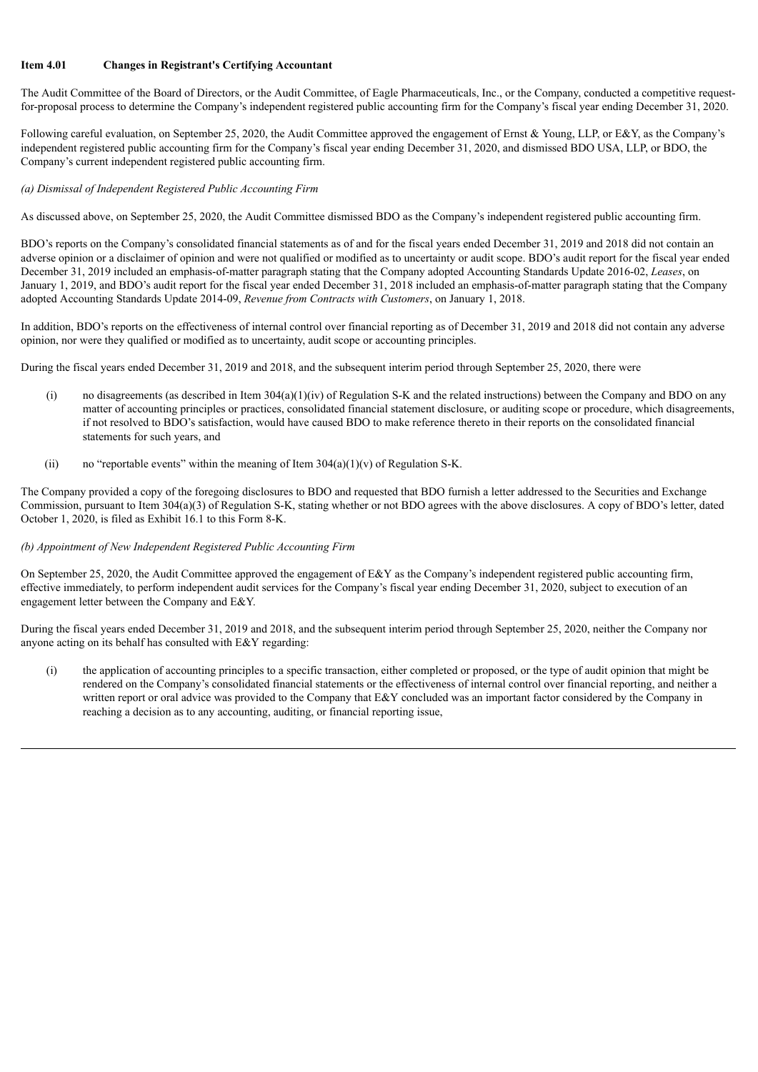**Item 4.01 Changes in Registrant's Certifying Accountant**

The Audit Committee of the Board of Directors, or the Audit Committee, of Eagle Pharmaceuticals, Inc., or the Company, conducted a competitive request-for-proposal process to determine the Company's independent registered public accounting firm for the Company's fiscal year ending December 31, 2020.

Following careful evaluation, on September 25, 2020, the Audit Committee approved the engagement of Ernst & Young, LLP, or E&Y, as the Company's independent registered public accounting firm for the Company's fiscal year ending December 31, 2020, and dismissed BDO USA, LLP, or BDO, the Company's current independent registered public accounting firm.

*(a) Dismissal of Independent Registered Public Accounting Firm*

As discussed above, on September 25, 2020, the Audit Committee dismissed BDO as the Company's independent registered public accounting firm.

BDO's reports on the Company's consolidated financial statements as of and for the fiscal years ended December 31, 2019 and 2018 did not contain an adverse opinion or a disclaimer of opinion and were not qualified or modified as to uncertainty or audit scope. BDO's audit report for the fiscal year ended December 31, 2019 included an emphasis-of-matter paragraph stating that the Company adopted Accounting Standards Update 2016-02, *Leases*, on January 1, 2019, and BDO's audit report for the fiscal year ended December 31, 2018 included an emphasis-of-matter paragraph stating that the Company adopted Accounting Standards Update 2014-09, *Revenue from Contracts with Customers*, on January 1, 2018.

In addition, BDO's reports on the effectiveness of internal control over financial reporting as of December 31, 2019 and 2018 did not contain any adverse opinion, nor were they qualified or modified as to uncertainty, audit scope or accounting principles.

During the fiscal years ended December 31, 2019 and 2018, and the subsequent interim period through September 25, 2020, there were

(i) no disagreements (as described in Item 304(a)(1)(iv) of Regulation S-K and the related instructions) between the Company and BDO on any matter of accounting principles or practices, consolidated financial statement disclosure, or auditing scope or procedure, which disagreements, if not resolved to BDO's satisfaction, would have caused BDO to make reference thereto in their reports on the consolidated financial statements for such years, and

(ii) no "reportable events" within the meaning of Item 304(a)(1)(v) of Regulation S-K.

The Company provided a copy of the foregoing disclosures to BDO and requested that BDO furnish a letter addressed to the Securities and Exchange Commission, pursuant to Item 304(a)(3) of Regulation S-K, stating whether or not BDO agrees with the above disclosures. A copy of BDO's letter, dated October 1, 2020, is filed as Exhibit 16.1 to this Form 8-K.

*(b) Appointment of New Independent Registered Public Accounting Firm*

On September 25, 2020, the Audit Committee approved the engagement of E&Y as the Company's independent registered public accounting firm, effective immediately, to perform independent audit services for the Company's fiscal year ending December 31, 2020, subject to execution of an engagement letter between the Company and E&Y.

During the fiscal years ended December 31, 2019 and 2018, and the subsequent interim period through September 25, 2020, neither the Company nor anyone acting on its behalf has consulted with E&Y regarding:

(i) the application of accounting principles to a specific transaction, either completed or proposed, or the type of audit opinion that might be rendered on the Company's consolidated financial statements or the effectiveness of internal control over financial reporting, and neither a written report or oral advice was provided to the Company that E&Y concluded was an important factor considered by the Company in reaching a decision as to any accounting, auditing, or financial reporting issue,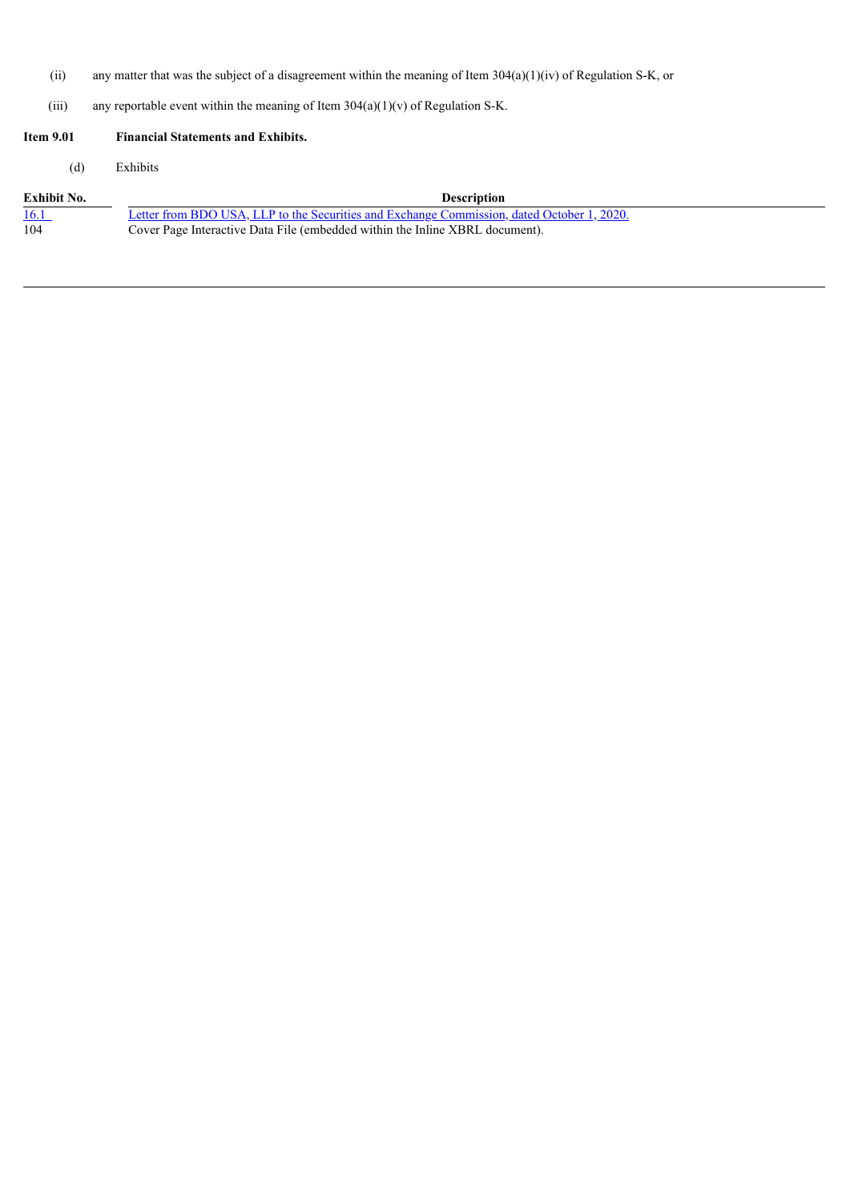(ii) any matter that was the subject of a disagreement within the meaning of Item 304(a)(1)(iv) of Regulation S-K, or

(iii) any reportable event within the meaning of Item 304(a)(1)(v) of Regulation S-K.

**Item 9.01 Financial Statements and Exhibits.**

(d) Exhibits

| Exhibit No. | Description |
| --- | --- |
| 16.1 | Letter from BDO USA, LLP to the Securities and Exchange Commission, dated October 1, 2020. |
| 104 | Cover Page Interactive Data File (embedded within the Inline XBRL document). |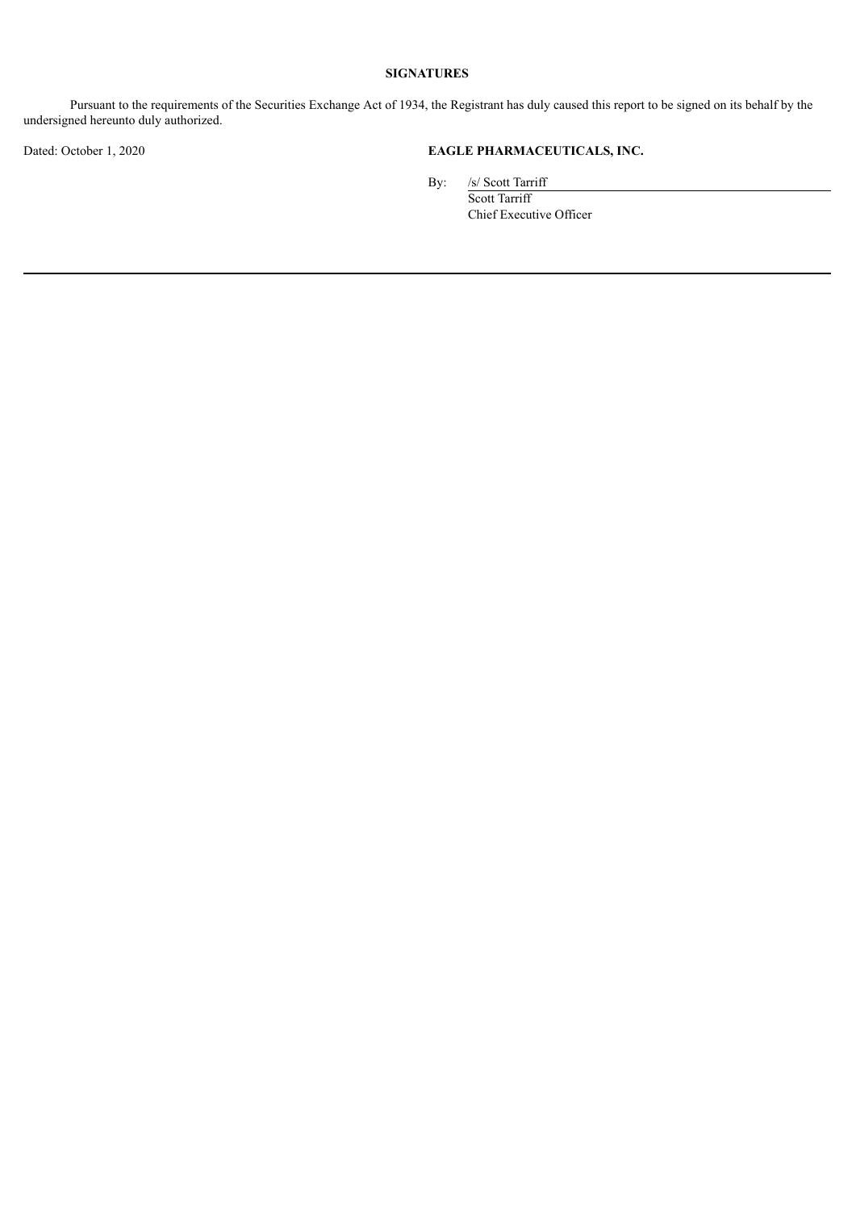**SIGNATURES**

Pursuant to the requirements of the Securities Exchange Act of 1934, the Registrant has duly caused this report to be signed on its behalf by the undersigned hereunto duly authorized.

Dated: October 1, 2020

**EAGLE PHARMACEUTICALS, INC.**

By: /s/ Scott Tarriff
Scott Tarriff
Chief Executive Officer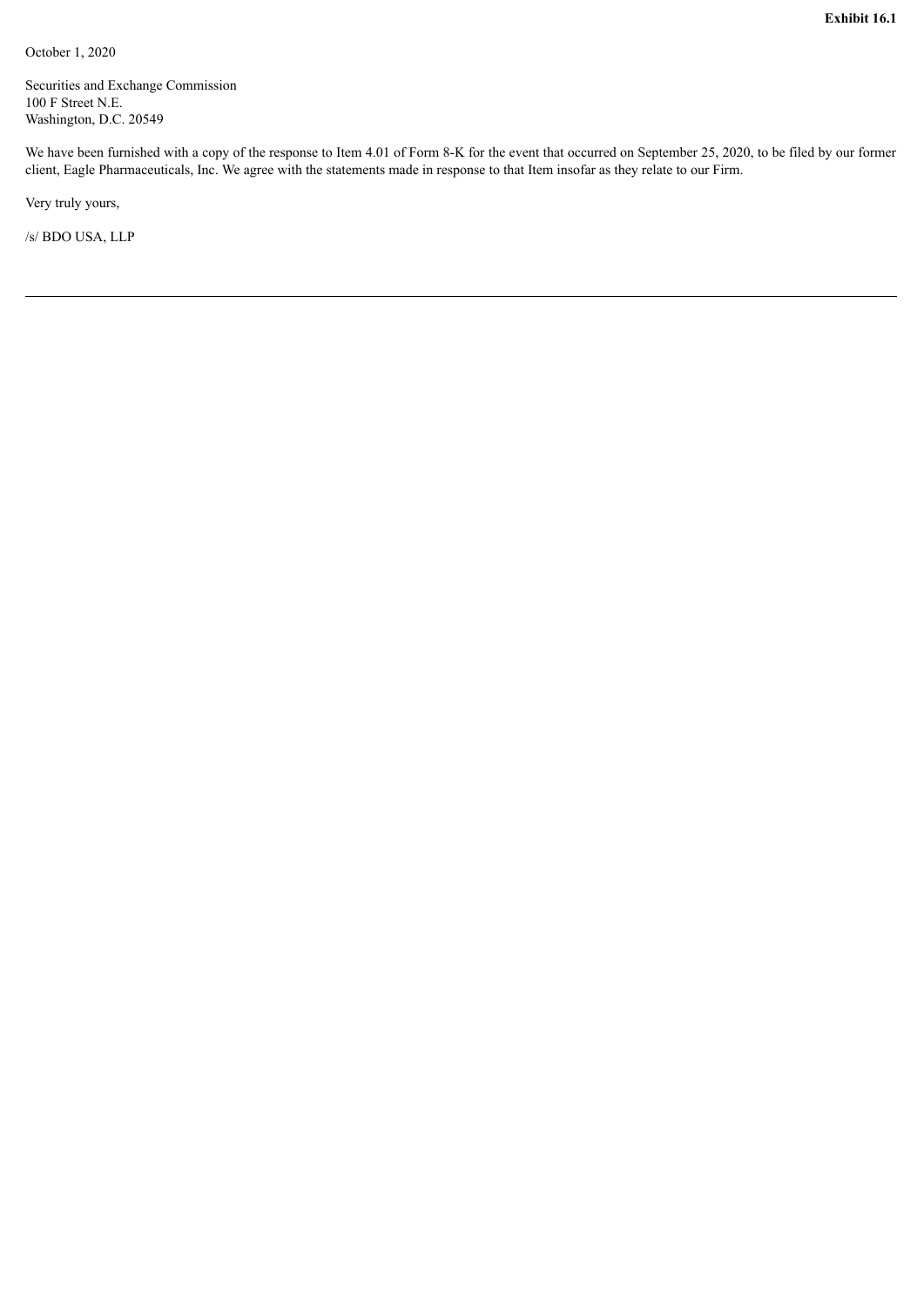**Exhibit 16.1**

October 1, 2020

Securities and Exchange Commission
100 F Street N.E.
Washington, D.C. 20549

We have been furnished with a copy of the response to Item 4.01 of Form 8-K for the event that occurred on September 25, 2020, to be filed by our former client, Eagle Pharmaceuticals, Inc. We agree with the statements made in response to that Item insofar as they relate to our Firm.

Very truly yours,

/s/ BDO USA, LLP